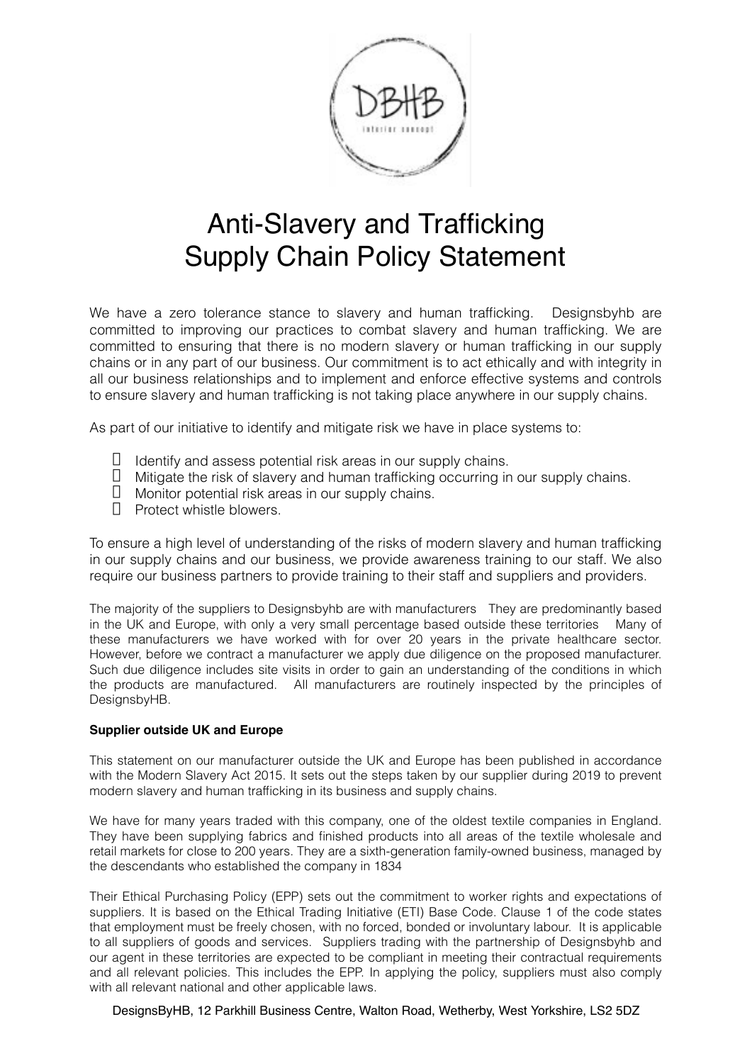# Anti-Slavery and Trafficking Supply Chain Policy Statement

We have a zero tolerance stance to slavery and human trafficking. Designsbyhb are committed to improving our practices to combat slavery and human trafficking. We are committed to ensuring that there is no modern slavery or human trafficking in our supply chains or in any part of our business. Our commitment is to act ethically and with integrity in all our business relationships and to implement and enforce effective systems and controls to ensure slavery and human trafficking is not taking place anywhere in our supply chains.

As part of our initiative to identify and mitigate risk we have in place systems to:

- Identify and assess potential risk areas in our supply chains.
- Mitigate the risk of slavery and human trafficking occurring in our supply chains.
- Monitor potential risk areas in our supply chains.
- Protect whistle blowers.

To ensure a high level of understanding of the risks of modern slavery and human trafficking in our supply chains and our business, we provide awareness training to our staff. We also require our business partners to provide training to their staff and suppliers and providers.

The majority of the suppliers to Designsbyhb are with manufacturers They are predominantly based in the UK and Europe, with only a very small percentage based outside these territories Many of these manufacturers we have worked with for over 20 years in the private healthcare sector. However, before we contract a manufacturer we apply due diligence on the proposed manufacturer. Such due diligence includes site visits in order to gain an understanding of the conditions in which the products are manufactured. All manufacturers are routinely inspected by the principles of DesignsbyHB.

**Supplier outside UK and Europe**

This statement on our manufacturer outside the UK and Europe has been published in accordance with the Modern Slavery Act 2015. It sets out the steps taken by our supplier during 2019 to prevent modern slavery and human trafficking in its business and supply chains.

We have for many years traded with this company, one of the oldest textile companies in England. They have been supplying fabrics and finished products into all areas of the textile wholesale and retail markets for close to 200 years. They are a sixth-generation family-owned business, managed by the descendants who established the company in 1834

Their Ethical Purchasing Policy (EPP) sets out the commitment to worker rights and expectations of suppliers. It is based on the Ethical Trading Initiative (ETI) Base Code. Clause 1 of the code states that employment must be freely chosen, with no forced, bonded or involuntary labour. It is applicable to all suppliers of goods and services. Suppliers trading with the partnership of Designsbyhb and our agent in these territories are expected to be compliant in meeting their contractual requirements and all relevant policies. This includes the EPP. In applying the policy, suppliers must also comply with all relevant national and other applicable laws.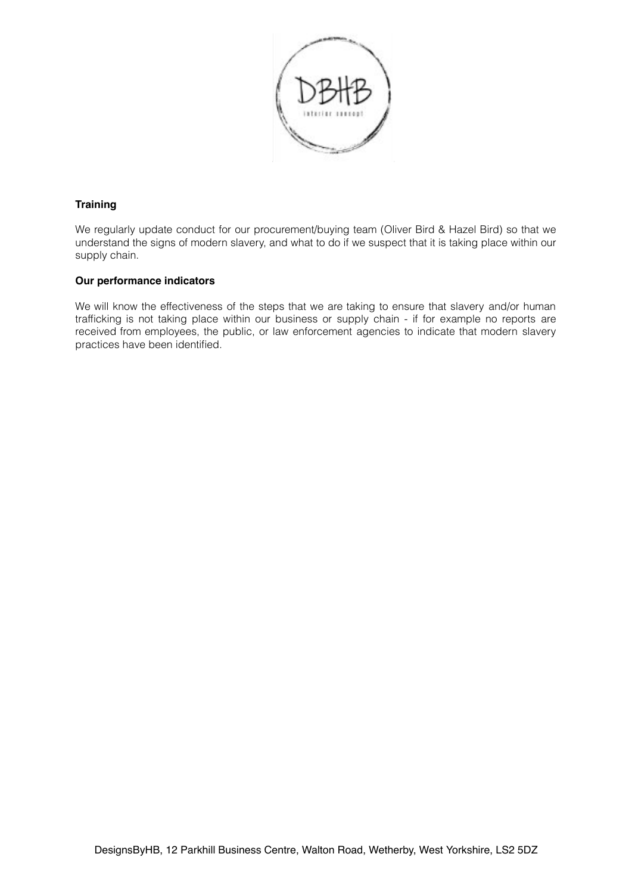**Training**

We regularly update conduct for our procurement/buying team (Oliver Bird & Hazel Bird) so that we understand the signs of modern slavery, and what to do if we suspect that it is taking place within our supply chain.

**Our performance indicators**

We will know the effectiveness of the steps that we are taking to ensure that slavery and/or human trafficking is not taking place within our business or supply chain - if for example no reports are received from employees, the public, or law enforcement agencies to indicate that modern slavery practices have been identified.